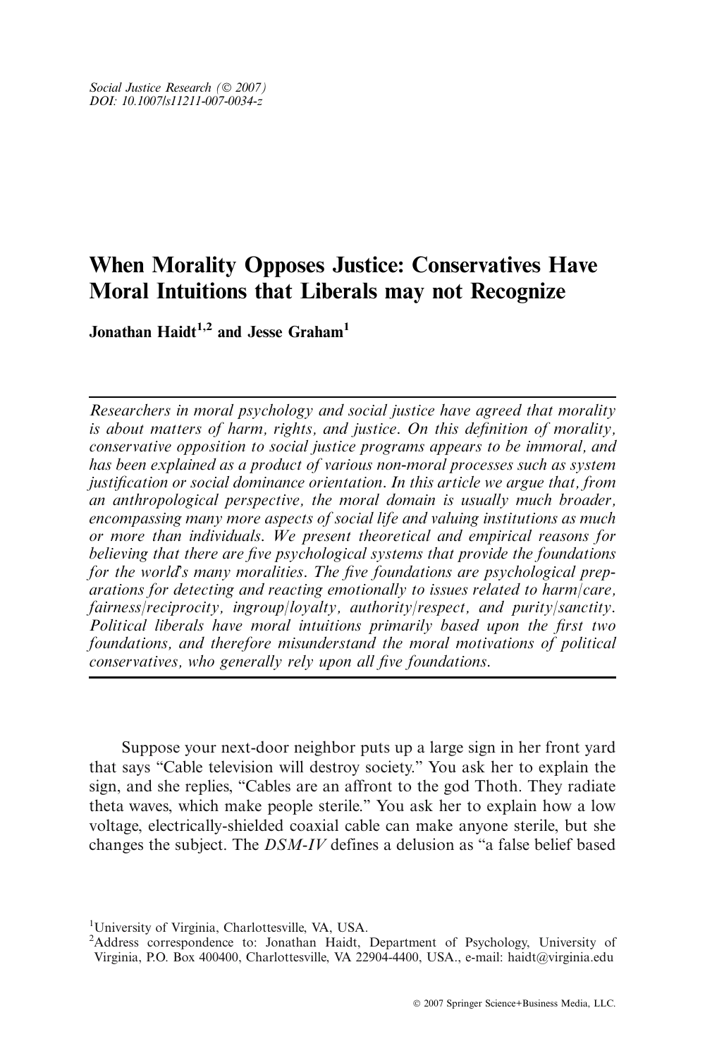Social Justice Research (© 2007)
DOI: 10.1007/s11211-007-0034-z

# When Morality Opposes Justice: Conservatives Have Moral Intuitions that Liberals may not Recognize

**Jonathan Haidt[1,2] and Jesse Graham[1]**

---

*Researchers in moral psychology and social justice have agreed that morality is about matters of harm, rights, and justice. On this definition of morality, conservative opposition to social justice programs appears to be immoral, and has been explained as a product of various non-moral processes such as system justification or social dominance orientation. In this article we argue that, from an anthropological perspective, the moral domain is usually much broader, encompassing many more aspects of social life and valuing institutions as much or more than individuals. We present theoretical and empirical reasons for believing that there are five psychological systems that provide the foundations for the world's many moralities. The five foundations are psychological preparations for detecting and reacting emotionally to issues related to harm/care, fairness/reciprocity, ingroup/loyalty, authority/respect, and purity/sanctity. Political liberals have moral intuitions primarily based upon the first two foundations, and therefore misunderstand the moral motivations of political conservatives, who generally rely upon all five foundations.*

---

Suppose your next-door neighbor puts up a large sign in her front yard that says "Cable television will destroy society." You ask her to explain the sign, and she replies, "Cables are an affront to the god Thoth. They radiate theta waves, which make people sterile." You ask her to explain how a low voltage, electrically-shielded coaxial cable can make anyone sterile, but she changes the subject. The *DSM-IV* defines a delusion as "a false belief based

[1]University of Virginia, Charlottesville, VA, USA.

[2]Address correspondence to: Jonathan Haidt, Department of Psychology, University of Virginia, P.O. Box 400400, Charlottesville, VA 22904-4400, USA., e-mail: haidt@virginia.edu

© 2007 Springer Science+Business Media, LLC.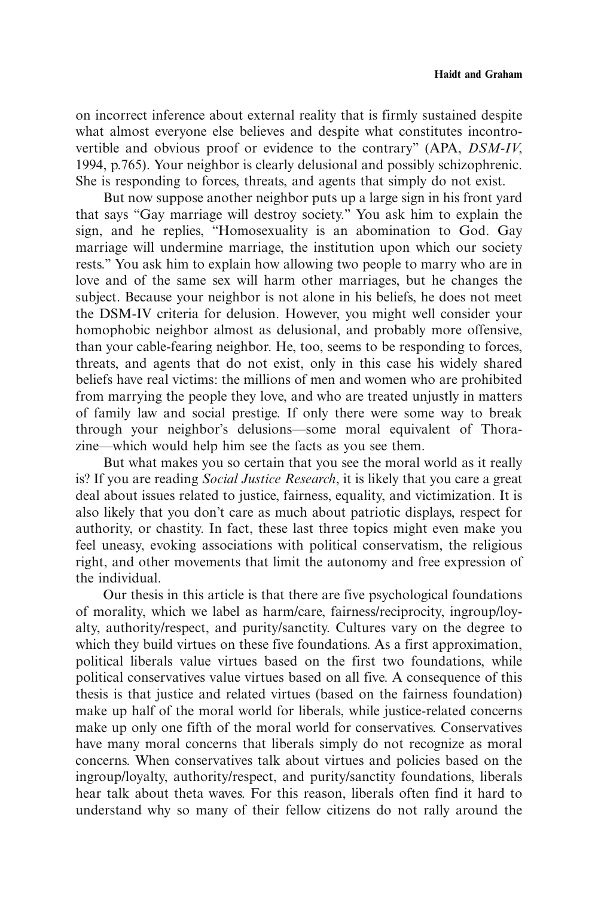on incorrect inference about external reality that is firmly sustained despite what almost everyone else believes and despite what constitutes incontrovertible and obvious proof or evidence to the contrary" (APA, *DSM-IV*, 1994, p.765). Your neighbor is clearly delusional and possibly schizophrenic. She is responding to forces, threats, and agents that simply do not exist.

But now suppose another neighbor puts up a large sign in his front yard that says "Gay marriage will destroy society." You ask him to explain the sign, and he replies, "Homosexuality is an abomination to God. Gay marriage will undermine marriage, the institution upon which our society rests." You ask him to explain how allowing two people to marry who are in love and of the same sex will harm other marriages, but he changes the subject. Because your neighbor is not alone in his beliefs, he does not meet the DSM-IV criteria for delusion. However, you might well consider your homophobic neighbor almost as delusional, and probably more offensive, than your cable-fearing neighbor. He, too, seems to be responding to forces, threats, and agents that do not exist, only in this case his widely shared beliefs have real victims: the millions of men and women who are prohibited from marrying the people they love, and who are treated unjustly in matters of family law and social prestige. If only there were some way to break through your neighbor's delusions—some moral equivalent of Thorazine—which would help him see the facts as you see them.

But what makes you so certain that you see the moral world as it really is? If you are reading *Social Justice Research*, it is likely that you care a great deal about issues related to justice, fairness, equality, and victimization. It is also likely that you don't care as much about patriotic displays, respect for authority, or chastity. In fact, these last three topics might even make you feel uneasy, evoking associations with political conservatism, the religious right, and other movements that limit the autonomy and free expression of the individual.

Our thesis in this article is that there are five psychological foundations of morality, which we label as harm/care, fairness/reciprocity, ingroup/loyalty, authority/respect, and purity/sanctity. Cultures vary on the degree to which they build virtues on these five foundations. As a first approximation, political liberals value virtues based on the first two foundations, while political conservatives value virtues based on all five. A consequence of this thesis is that justice and related virtues (based on the fairness foundation) make up half of the moral world for liberals, while justice-related concerns make up only one fifth of the moral world for conservatives. Conservatives have many moral concerns that liberals simply do not recognize as moral concerns. When conservatives talk about virtues and policies based on the ingroup/loyalty, authority/respect, and purity/sanctity foundations, liberals hear talk about theta waves. For this reason, liberals often find it hard to understand why so many of their fellow citizens do not rally around the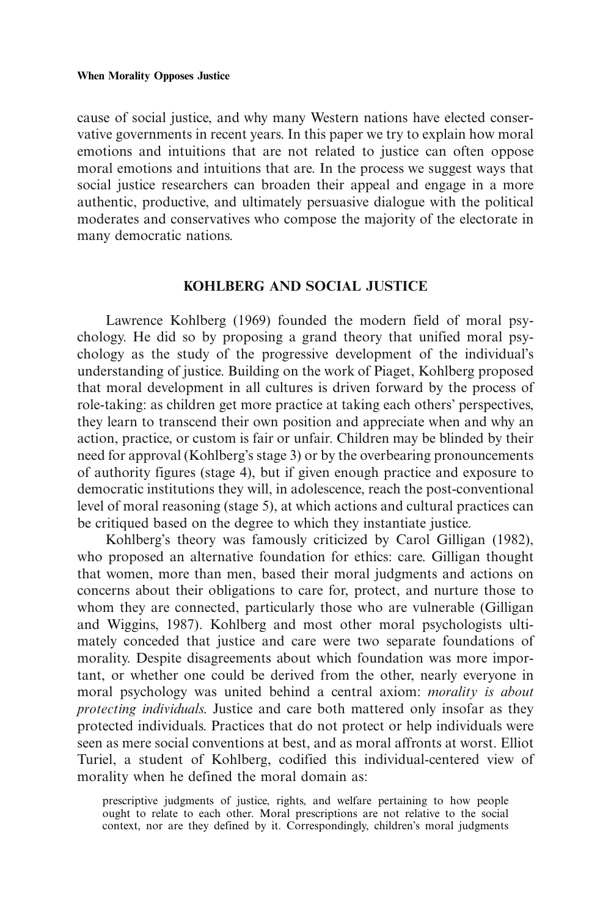cause of social justice, and why many Western nations have elected conservative governments in recent years. In this paper we try to explain how moral emotions and intuitions that are not related to justice can often oppose moral emotions and intuitions that are. In the process we suggest ways that social justice researchers can broaden their appeal and engage in a more authentic, productive, and ultimately persuasive dialogue with the political moderates and conservatives who compose the majority of the electorate in many democratic nations.

## KOHLBERG AND SOCIAL JUSTICE

Lawrence Kohlberg (1969) founded the modern field of moral psychology. He did so by proposing a grand theory that unified moral psychology as the study of the progressive development of the individual's understanding of justice. Building on the work of Piaget, Kohlberg proposed that moral development in all cultures is driven forward by the process of role-taking: as children get more practice at taking each others' perspectives, they learn to transcend their own position and appreciate when and why an action, practice, or custom is fair or unfair. Children may be blinded by their need for approval (Kohlberg's stage 3) or by the overbearing pronouncements of authority figures (stage 4), but if given enough practice and exposure to democratic institutions they will, in adolescence, reach the post-conventional level of moral reasoning (stage 5), at which actions and cultural practices can be critiqued based on the degree to which they instantiate justice.

Kohlberg's theory was famously criticized by Carol Gilligan (1982), who proposed an alternative foundation for ethics: care. Gilligan thought that women, more than men, based their moral judgments and actions on concerns about their obligations to care for, protect, and nurture those to whom they are connected, particularly those who are vulnerable (Gilligan and Wiggins, 1987). Kohlberg and most other moral psychologists ultimately conceded that justice and care were two separate foundations of morality. Despite disagreements about which foundation was more important, or whether one could be derived from the other, nearly everyone in moral psychology was united behind a central axiom: *morality is about protecting individuals.* Justice and care both mattered only insofar as they protected individuals. Practices that do not protect or help individuals were seen as mere social conventions at best, and as moral affronts at worst. Elliot Turiel, a student of Kohlberg, codified this individual-centered view of morality when he defined the moral domain as:

> prescriptive judgments of justice, rights, and welfare pertaining to how people ought to relate to each other. Moral prescriptions are not relative to the social context, nor are they defined by it. Correspondingly, children's moral judgments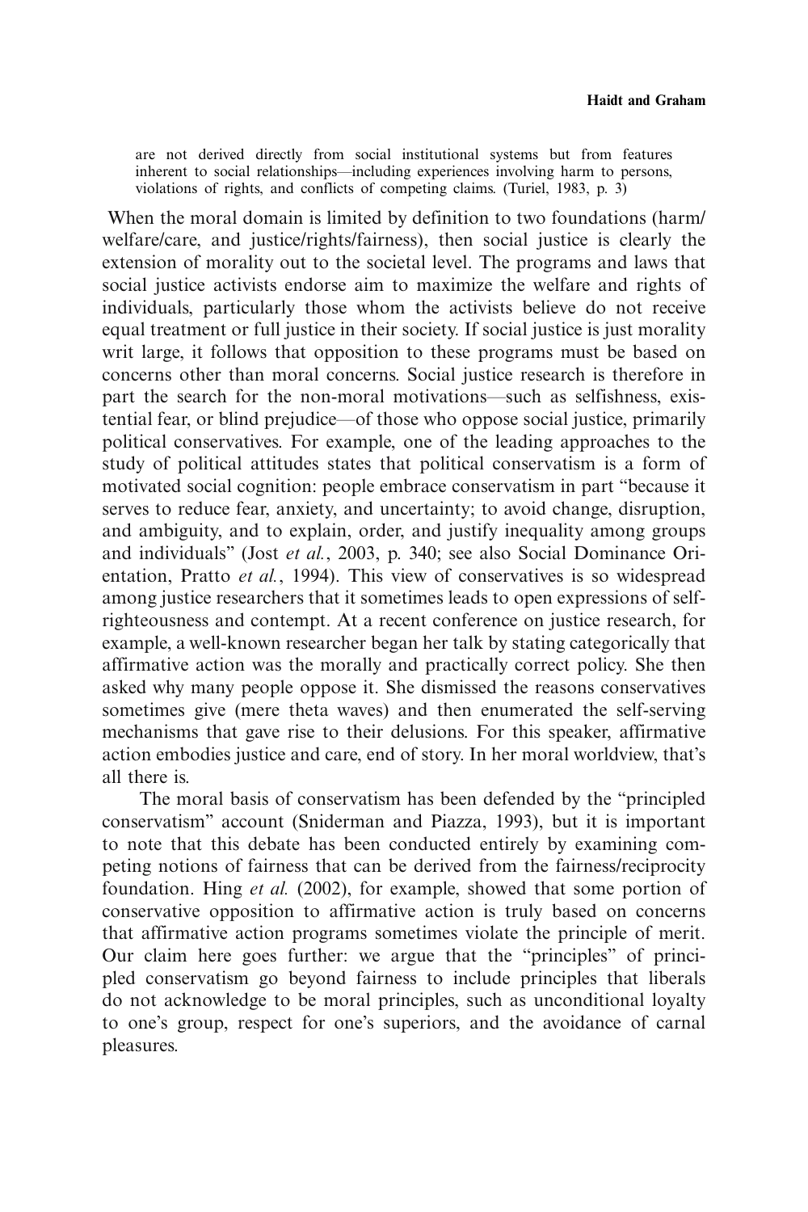are not derived directly from social institutional systems but from features inherent to social relationships—including experiences involving harm to persons, violations of rights, and conflicts of competing claims. (Turiel, 1983, p. 3)

When the moral domain is limited by definition to two foundations (harm/welfare/care, and justice/rights/fairness), then social justice is clearly the extension of morality out to the societal level. The programs and laws that social justice activists endorse aim to maximize the welfare and rights of individuals, particularly those whom the activists believe do not receive equal treatment or full justice in their society. If social justice is just morality writ large, it follows that opposition to these programs must be based on concerns other than moral concerns. Social justice research is therefore in part the search for the non-moral motivations—such as selfishness, existential fear, or blind prejudice—of those who oppose social justice, primarily political conservatives. For example, one of the leading approaches to the study of political attitudes states that political conservatism is a form of motivated social cognition: people embrace conservatism in part "because it serves to reduce fear, anxiety, and uncertainty; to avoid change, disruption, and ambiguity, and to explain, order, and justify inequality among groups and individuals" (Jost *et al.*, 2003, p. 340; see also Social Dominance Orientation, Pratto *et al.*, 1994). This view of conservatives is so widespread among justice researchers that it sometimes leads to open expressions of self-righteousness and contempt. At a recent conference on justice research, for example, a well-known researcher began her talk by stating categorically that affirmative action was the morally and practically correct policy. She then asked why many people oppose it. She dismissed the reasons conservatives sometimes give (mere theta waves) and then enumerated the self-serving mechanisms that gave rise to their delusions. For this speaker, affirmative action embodies justice and care, end of story. In her moral worldview, that's all there is.

The moral basis of conservatism has been defended by the "principled conservatism" account (Sniderman and Piazza, 1993), but it is important to note that this debate has been conducted entirely by examining competing notions of fairness that can be derived from the fairness/reciprocity foundation. Hing *et al.* (2002), for example, showed that some portion of conservative opposition to affirmative action is truly based on concerns that affirmative action programs sometimes violate the principle of merit. Our claim here goes further: we argue that the "principles" of principled conservatism go beyond fairness to include principles that liberals do not acknowledge to be moral principles, such as unconditional loyalty to one's group, respect for one's superiors, and the avoidance of carnal pleasures.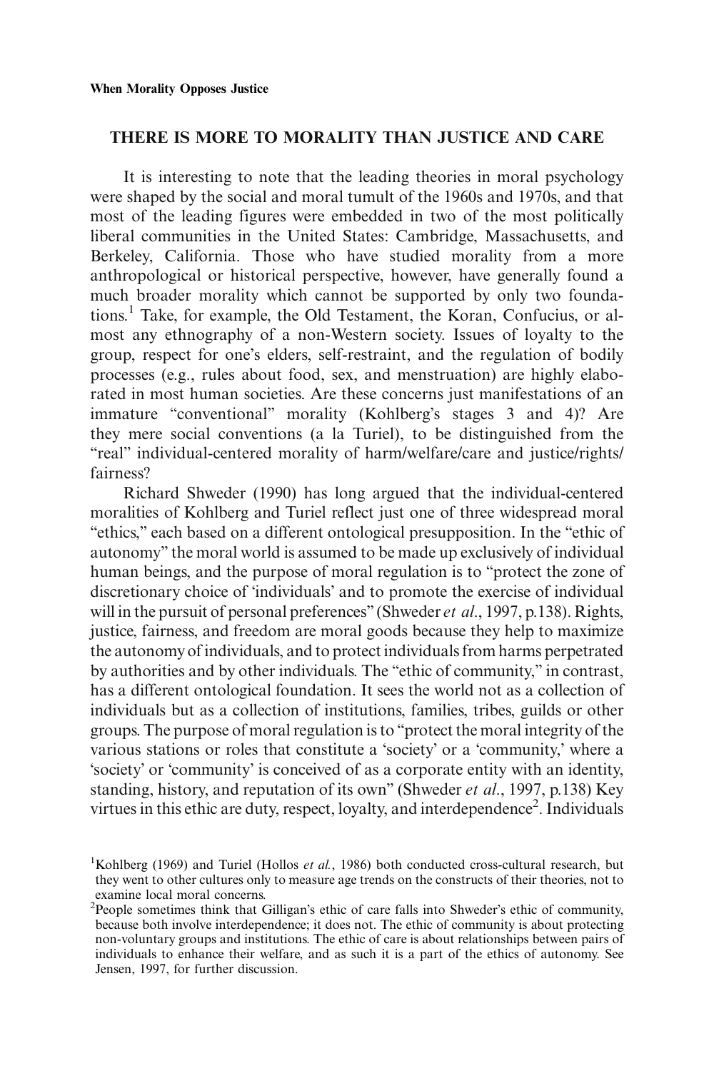## THERE IS MORE TO MORALITY THAN JUSTICE AND CARE

It is interesting to note that the leading theories in moral psychology were shaped by the social and moral tumult of the 1960s and 1970s, and that most of the leading figures were embedded in two of the most politically liberal communities in the United States: Cambridge, Massachusetts, and Berkeley, California. Those who have studied morality from a more anthropological or historical perspective, however, have generally found a much broader morality which cannot be supported by only two foundations.[1] Take, for example, the Old Testament, the Koran, Confucius, or almost any ethnography of a non-Western society. Issues of loyalty to the group, respect for one's elders, self-restraint, and the regulation of bodily processes (e.g., rules about food, sex, and menstruation) are highly elaborated in most human societies. Are these concerns just manifestations of an immature "conventional" morality (Kohlberg's stages 3 and 4)? Are they mere social conventions (a la Turiel), to be distinguished from the "real" individual-centered morality of harm/welfare/care and justice/rights/fairness?

Richard Shweder (1990) has long argued that the individual-centered moralities of Kohlberg and Turiel reflect just one of three widespread moral "ethics," each based on a different ontological presupposition. In the "ethic of autonomy" the moral world is assumed to be made up exclusively of individual human beings, and the purpose of moral regulation is to "protect the zone of discretionary choice of 'individuals' and to promote the exercise of individual will in the pursuit of personal preferences" (Shweder *et al*., 1997, p.138). Rights, justice, fairness, and freedom are moral goods because they help to maximize the autonomy of individuals, and to protect individuals from harms perpetrated by authorities and by other individuals. The "ethic of community," in contrast, has a different ontological foundation. It sees the world not as a collection of individuals but as a collection of institutions, families, tribes, guilds or other groups. The purpose of moral regulation is to "protect the moral integrity of the various stations or roles that constitute a 'society' or a 'community,' where a 'society' or 'community' is conceived of as a corporate entity with an identity, standing, history, and reputation of its own" (Shweder *et al*., 1997, p.138) Key virtues in this ethic are duty, respect, loyalty, and interdependence[2]. Individuals

[1] Kohlberg (1969) and Turiel (Hollos *et al.*, 1986) both conducted cross-cultural research, but they went to other cultures only to measure age trends on the constructs of their theories, not to examine local moral concerns.

[2] People sometimes think that Gilligan's ethic of care falls into Shweder's ethic of community, because both involve interdependence; it does not. The ethic of community is about protecting non-voluntary groups and institutions. The ethic of care is about relationships between pairs of individuals to enhance their welfare, and as such it is a part of the ethics of autonomy. See Jensen, 1997, for further discussion.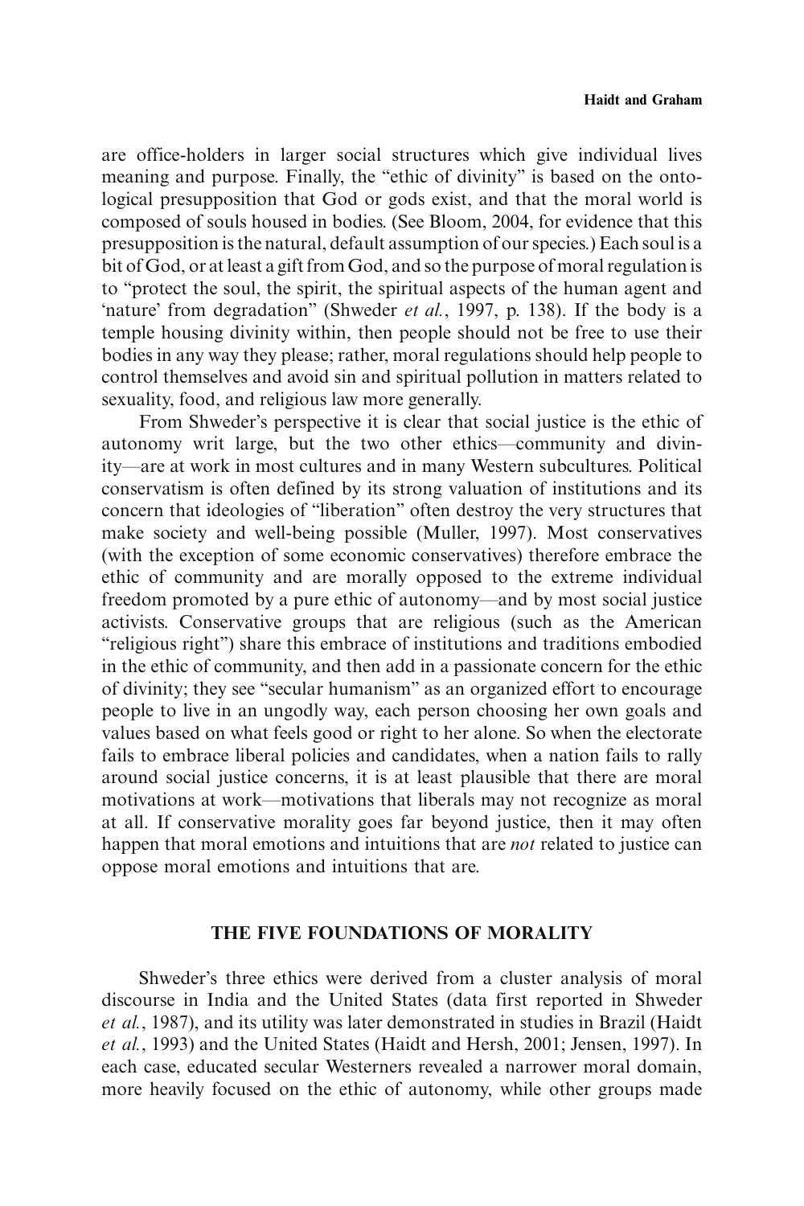are office-holders in larger social structures which give individual lives meaning and purpose. Finally, the "ethic of divinity" is based on the ontological presupposition that God or gods exist, and that the moral world is composed of souls housed in bodies. (See Bloom, 2004, for evidence that this presupposition is the natural, default assumption of our species.) Each soul is a bit of God, or at least a gift from God, and so the purpose of moral regulation is to "protect the soul, the spirit, the spiritual aspects of the human agent and 'nature' from degradation" (Shweder *et al.*, 1997, p. 138). If the body is a temple housing divinity within, then people should not be free to use their bodies in any way they please; rather, moral regulations should help people to control themselves and avoid sin and spiritual pollution in matters related to sexuality, food, and religious law more generally.

From Shweder's perspective it is clear that social justice is the ethic of autonomy writ large, but the two other ethics—community and divinity—are at work in most cultures and in many Western subcultures. Political conservatism is often defined by its strong valuation of institutions and its concern that ideologies of "liberation" often destroy the very structures that make society and well-being possible (Muller, 1997). Most conservatives (with the exception of some economic conservatives) therefore embrace the ethic of community and are morally opposed to the extreme individual freedom promoted by a pure ethic of autonomy—and by most social justice activists. Conservative groups that are religious (such as the American "religious right") share this embrace of institutions and traditions embodied in the ethic of community, and then add in a passionate concern for the ethic of divinity; they see "secular humanism" as an organized effort to encourage people to live in an ungodly way, each person choosing her own goals and values based on what feels good or right to her alone. So when the electorate fails to embrace liberal policies and candidates, when a nation fails to rally around social justice concerns, it is at least plausible that there are moral motivations at work—motivations that liberals may not recognize as moral at all. If conservative morality goes far beyond justice, then it may often happen that moral emotions and intuitions that are *not* related to justice can oppose moral emotions and intuitions that are.

## THE FIVE FOUNDATIONS OF MORALITY

Shweder's three ethics were derived from a cluster analysis of moral discourse in India and the United States (data first reported in Shweder *et al.*, 1987), and its utility was later demonstrated in studies in Brazil (Haidt *et al.*, 1993) and the United States (Haidt and Hersh, 2001; Jensen, 1997). In each case, educated secular Westerners revealed a narrower moral domain, more heavily focused on the ethic of autonomy, while other groups made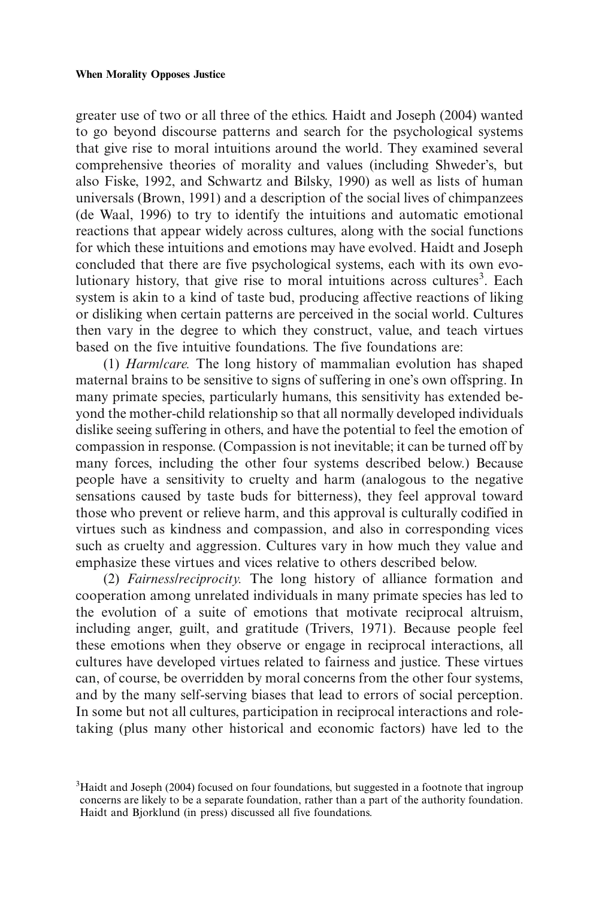greater use of two or all three of the ethics. Haidt and Joseph (2004) wanted to go beyond discourse patterns and search for the psychological systems that give rise to moral intuitions around the world. They examined several comprehensive theories of morality and values (including Shweder's, but also Fiske, 1992, and Schwartz and Bilsky, 1990) as well as lists of human universals (Brown, 1991) and a description of the social lives of chimpanzees (de Waal, 1996) to try to identify the intuitions and automatic emotional reactions that appear widely across cultures, along with the social functions for which these intuitions and emotions may have evolved. Haidt and Joseph concluded that there are five psychological systems, each with its own evolutionary history, that give rise to moral intuitions across cultures[3]. Each system is akin to a kind of taste bud, producing affective reactions of liking or disliking when certain patterns are perceived in the social world. Cultures then vary in the degree to which they construct, value, and teach virtues based on the five intuitive foundations. The five foundations are:

(1) *Harm/care.* The long history of mammalian evolution has shaped maternal brains to be sensitive to signs of suffering in one's own offspring. In many primate species, particularly humans, this sensitivity has extended beyond the mother-child relationship so that all normally developed individuals dislike seeing suffering in others, and have the potential to feel the emotion of compassion in response. (Compassion is not inevitable; it can be turned off by many forces, including the other four systems described below.) Because people have a sensitivity to cruelty and harm (analogous to the negative sensations caused by taste buds for bitterness), they feel approval toward those who prevent or relieve harm, and this approval is culturally codified in virtues such as kindness and compassion, and also in corresponding vices such as cruelty and aggression. Cultures vary in how much they value and emphasize these virtues and vices relative to others described below.

(2) *Fairness/reciprocity.* The long history of alliance formation and cooperation among unrelated individuals in many primate species has led to the evolution of a suite of emotions that motivate reciprocal altruism, including anger, guilt, and gratitude (Trivers, 1971). Because people feel these emotions when they observe or engage in reciprocal interactions, all cultures have developed virtues related to fairness and justice. These virtues can, of course, be overridden by moral concerns from the other four systems, and by the many self-serving biases that lead to errors of social perception. In some but not all cultures, participation in reciprocal interactions and role-taking (plus many other historical and economic factors) have led to the

[3]Haidt and Joseph (2004) focused on four foundations, but suggested in a footnote that ingroup concerns are likely to be a separate foundation, rather than a part of the authority foundation. Haidt and Bjorklund (in press) discussed all five foundations.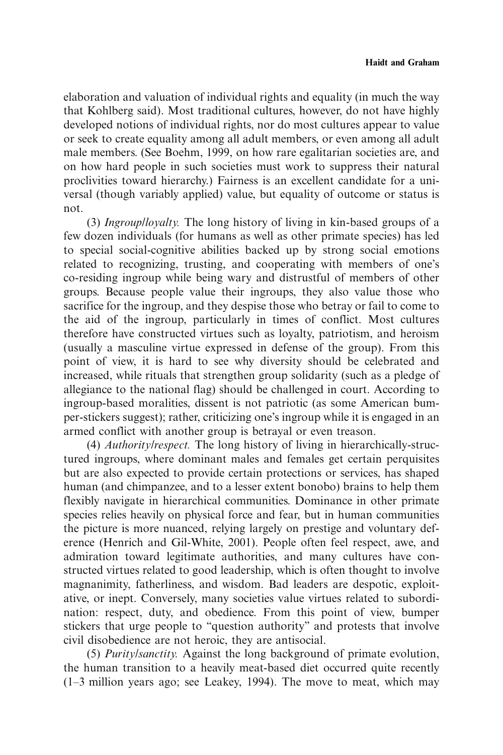elaboration and valuation of individual rights and equality (in much the way that Kohlberg said). Most traditional cultures, however, do not have highly developed notions of individual rights, nor do most cultures appear to value or seek to create equality among all adult members, or even among all adult male members. (See Boehm, 1999, on how rare egalitarian societies are, and on how hard people in such societies must work to suppress their natural proclivities toward hierarchy.) Fairness is an excellent candidate for a universal (though variably applied) value, but equality of outcome or status is not.

(3) *Ingroup/loyalty.* The long history of living in kin-based groups of a few dozen individuals (for humans as well as other primate species) has led to special social-cognitive abilities backed up by strong social emotions related to recognizing, trusting, and cooperating with members of one's co-residing ingroup while being wary and distrustful of members of other groups. Because people value their ingroups, they also value those who sacrifice for the ingroup, and they despise those who betray or fail to come to the aid of the ingroup, particularly in times of conflict. Most cultures therefore have constructed virtues such as loyalty, patriotism, and heroism (usually a masculine virtue expressed in defense of the group). From this point of view, it is hard to see why diversity should be celebrated and increased, while rituals that strengthen group solidarity (such as a pledge of allegiance to the national flag) should be challenged in court. According to ingroup-based moralities, dissent is not patriotic (as some American bumper-stickers suggest); rather, criticizing one's ingroup while it is engaged in an armed conflict with another group is betrayal or even treason.

(4) *Authority/respect.* The long history of living in hierarchically-structured ingroups, where dominant males and females get certain perquisites but are also expected to provide certain protections or services, has shaped human (and chimpanzee, and to a lesser extent bonobo) brains to help them flexibly navigate in hierarchical communities. Dominance in other primate species relies heavily on physical force and fear, but in human communities the picture is more nuanced, relying largely on prestige and voluntary deference (Henrich and Gil-White, 2001). People often feel respect, awe, and admiration toward legitimate authorities, and many cultures have constructed virtues related to good leadership, which is often thought to involve magnanimity, fatherliness, and wisdom. Bad leaders are despotic, exploitative, or inept. Conversely, many societies value virtues related to subordination: respect, duty, and obedience. From this point of view, bumper stickers that urge people to "question authority" and protests that involve civil disobedience are not heroic, they are antisocial.

(5) *Purity/sanctity.* Against the long background of primate evolution, the human transition to a heavily meat-based diet occurred quite recently (1–3 million years ago; see Leakey, 1994). The move to meat, which may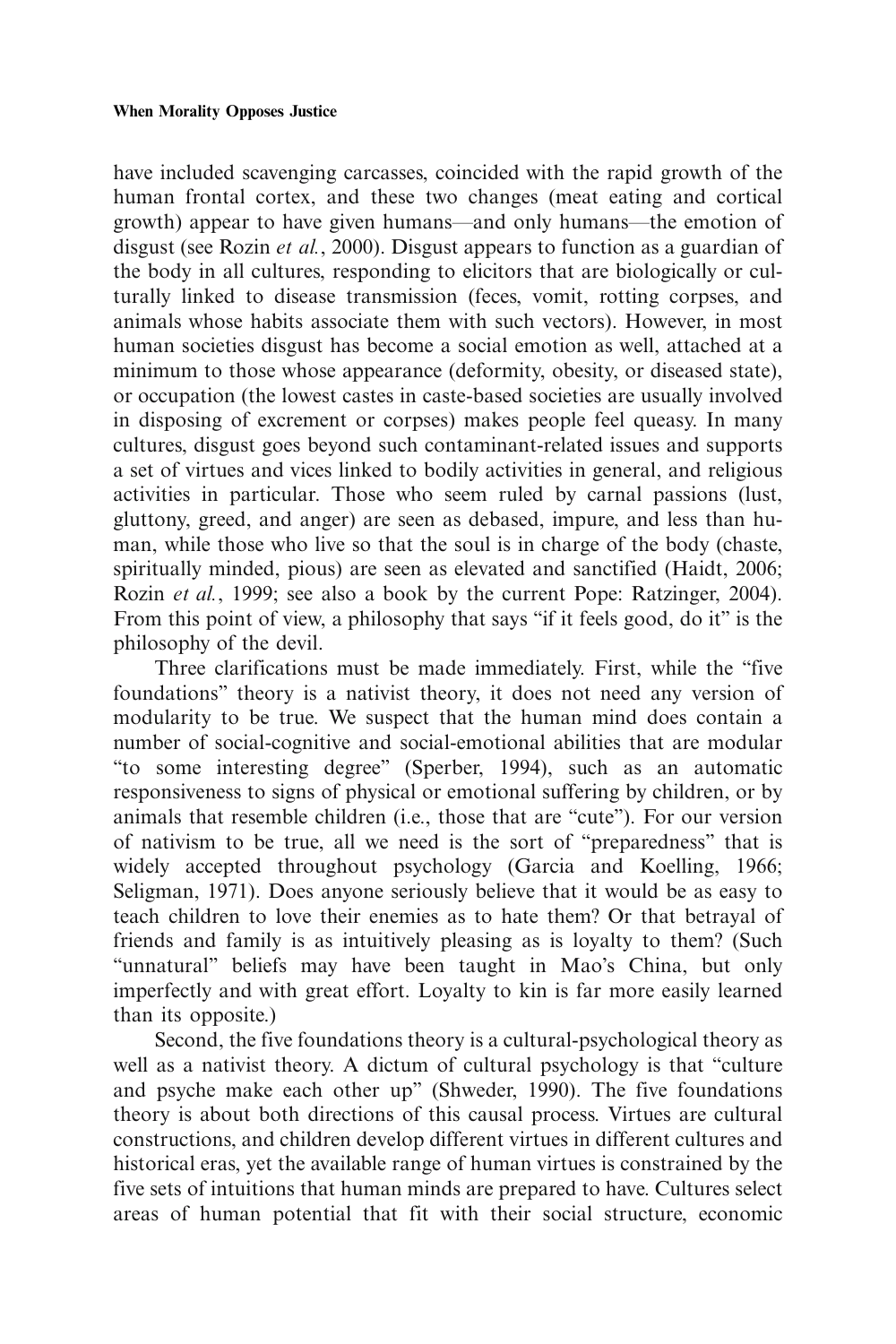have included scavenging carcasses, coincided with the rapid growth of the human frontal cortex, and these two changes (meat eating and cortical growth) appear to have given humans—and only humans—the emotion of disgust (see Rozin *et al.*, 2000). Disgust appears to function as a guardian of the body in all cultures, responding to elicitors that are biologically or culturally linked to disease transmission (feces, vomit, rotting corpses, and animals whose habits associate them with such vectors). However, in most human societies disgust has become a social emotion as well, attached at a minimum to those whose appearance (deformity, obesity, or diseased state), or occupation (the lowest castes in caste-based societies are usually involved in disposing of excrement or corpses) makes people feel queasy. In many cultures, disgust goes beyond such contaminant-related issues and supports a set of virtues and vices linked to bodily activities in general, and religious activities in particular. Those who seem ruled by carnal passions (lust, gluttony, greed, and anger) are seen as debased, impure, and less than human, while those who live so that the soul is in charge of the body (chaste, spiritually minded, pious) are seen as elevated and sanctified (Haidt, 2006; Rozin *et al.*, 1999; see also a book by the current Pope: Ratzinger, 2004). From this point of view, a philosophy that says "if it feels good, do it" is the philosophy of the devil.

Three clarifications must be made immediately. First, while the "five foundations" theory is a nativist theory, it does not need any version of modularity to be true. We suspect that the human mind does contain a number of social-cognitive and social-emotional abilities that are modular "to some interesting degree" (Sperber, 1994), such as an automatic responsiveness to signs of physical or emotional suffering by children, or by animals that resemble children (i.e., those that are "cute"). For our version of nativism to be true, all we need is the sort of "preparedness" that is widely accepted throughout psychology (Garcia and Koelling, 1966; Seligman, 1971). Does anyone seriously believe that it would be as easy to teach children to love their enemies as to hate them? Or that betrayal of friends and family is as intuitively pleasing as is loyalty to them? (Such "unnatural" beliefs may have been taught in Mao's China, but only imperfectly and with great effort. Loyalty to kin is far more easily learned than its opposite.)

Second, the five foundations theory is a cultural-psychological theory as well as a nativist theory. A dictum of cultural psychology is that "culture and psyche make each other up" (Shweder, 1990). The five foundations theory is about both directions of this causal process. Virtues are cultural constructions, and children develop different virtues in different cultures and historical eras, yet the available range of human virtues is constrained by the five sets of intuitions that human minds are prepared to have. Cultures select areas of human potential that fit with their social structure, economic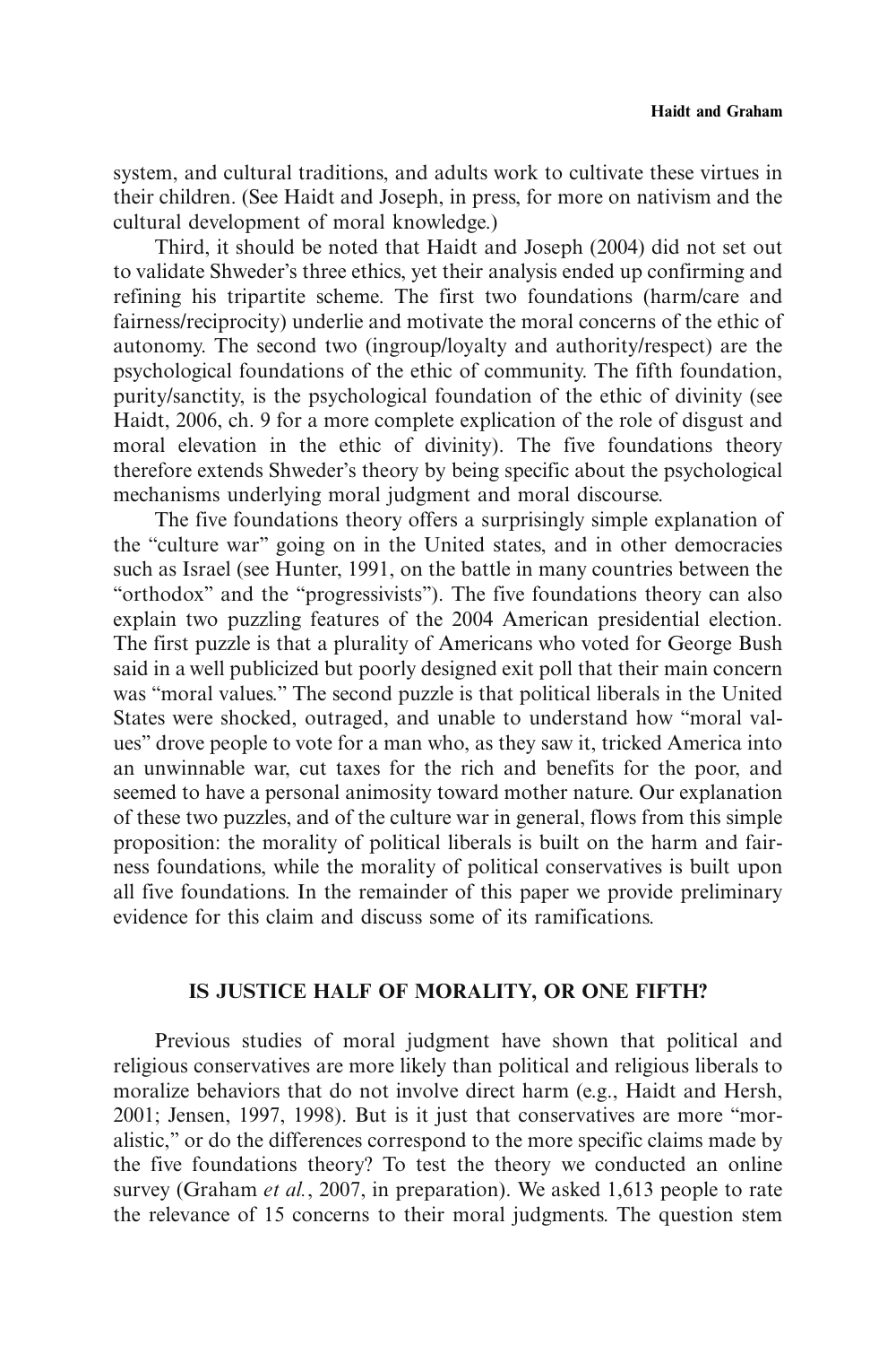system, and cultural traditions, and adults work to cultivate these virtues in their children. (See Haidt and Joseph, in press, for more on nativism and the cultural development of moral knowledge.)

Third, it should be noted that Haidt and Joseph (2004) did not set out to validate Shweder's three ethics, yet their analysis ended up confirming and refining his tripartite scheme. The first two foundations (harm/care and fairness/reciprocity) underlie and motivate the moral concerns of the ethic of autonomy. The second two (ingroup/loyalty and authority/respect) are the psychological foundations of the ethic of community. The fifth foundation, purity/sanctity, is the psychological foundation of the ethic of divinity (see Haidt, 2006, ch. 9 for a more complete explication of the role of disgust and moral elevation in the ethic of divinity). The five foundations theory therefore extends Shweder's theory by being specific about the psychological mechanisms underlying moral judgment and moral discourse.

The five foundations theory offers a surprisingly simple explanation of the "culture war" going on in the United states, and in other democracies such as Israel (see Hunter, 1991, on the battle in many countries between the "orthodox" and the "progressivists"). The five foundations theory can also explain two puzzling features of the 2004 American presidential election. The first puzzle is that a plurality of Americans who voted for George Bush said in a well publicized but poorly designed exit poll that their main concern was "moral values." The second puzzle is that political liberals in the United States were shocked, outraged, and unable to understand how "moral values" drove people to vote for a man who, as they saw it, tricked America into an unwinnable war, cut taxes for the rich and benefits for the poor, and seemed to have a personal animosity toward mother nature. Our explanation of these two puzzles, and of the culture war in general, flows from this simple proposition: the morality of political liberals is built on the harm and fairness foundations, while the morality of political conservatives is built upon all five foundations. In the remainder of this paper we provide preliminary evidence for this claim and discuss some of its ramifications.

## IS JUSTICE HALF OF MORALITY, OR ONE FIFTH?

Previous studies of moral judgment have shown that political and religious conservatives are more likely than political and religious liberals to moralize behaviors that do not involve direct harm (e.g., Haidt and Hersh, 2001; Jensen, 1997, 1998). But is it just that conservatives are more "moralistic," or do the differences correspond to the more specific claims made by the five foundations theory? To test the theory we conducted an online survey (Graham *et al.*, 2007, in preparation). We asked 1,613 people to rate the relevance of 15 concerns to their moral judgments. The question stem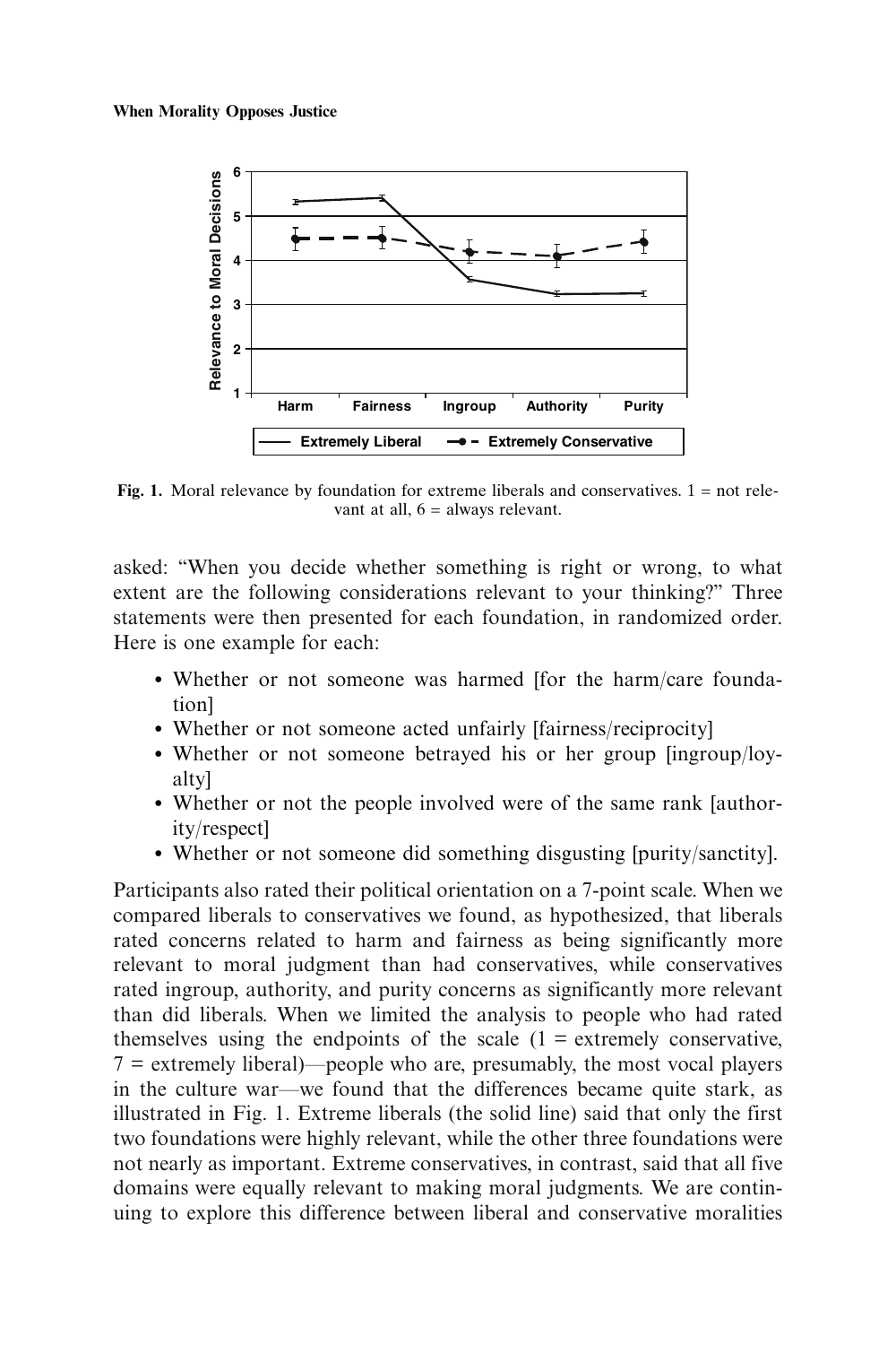Fig. 1. Moral relevance by foundation for extreme liberals and conservatives. 1 = not relevant at all, 6 = always relevant.

asked: "When you decide whether something is right or wrong, to what extent are the following considerations relevant to your thinking?" Three statements were then presented for each foundation, in randomized order. Here is one example for each:

- Whether or not someone was harmed [for the harm/care foundation]
- Whether or not someone acted unfairly [fairness/reciprocity]
- Whether or not someone betrayed his or her group [ingroup/loyalty]
- Whether or not the people involved were of the same rank [authority/respect]
- Whether or not someone did something disgusting [purity/sanctity].

Participants also rated their political orientation on a 7-point scale. When we compared liberals to conservatives we found, as hypothesized, that liberals rated concerns related to harm and fairness as being significantly more relevant to moral judgment than had conservatives, while conservatives rated ingroup, authority, and purity concerns as significantly more relevant than did liberals. When we limited the analysis to people who had rated themselves using the endpoints of the scale (1 = extremely conservative, 7 = extremely liberal)—people who are, presumably, the most vocal players in the culture war—we found that the differences became quite stark, as illustrated in Fig. 1. Extreme liberals (the solid line) said that only the first two foundations were highly relevant, while the other three foundations were not nearly as important. Extreme conservatives, in contrast, said that all five domains were equally relevant to making moral judgments. We are continuing to explore this difference between liberal and conservative moralities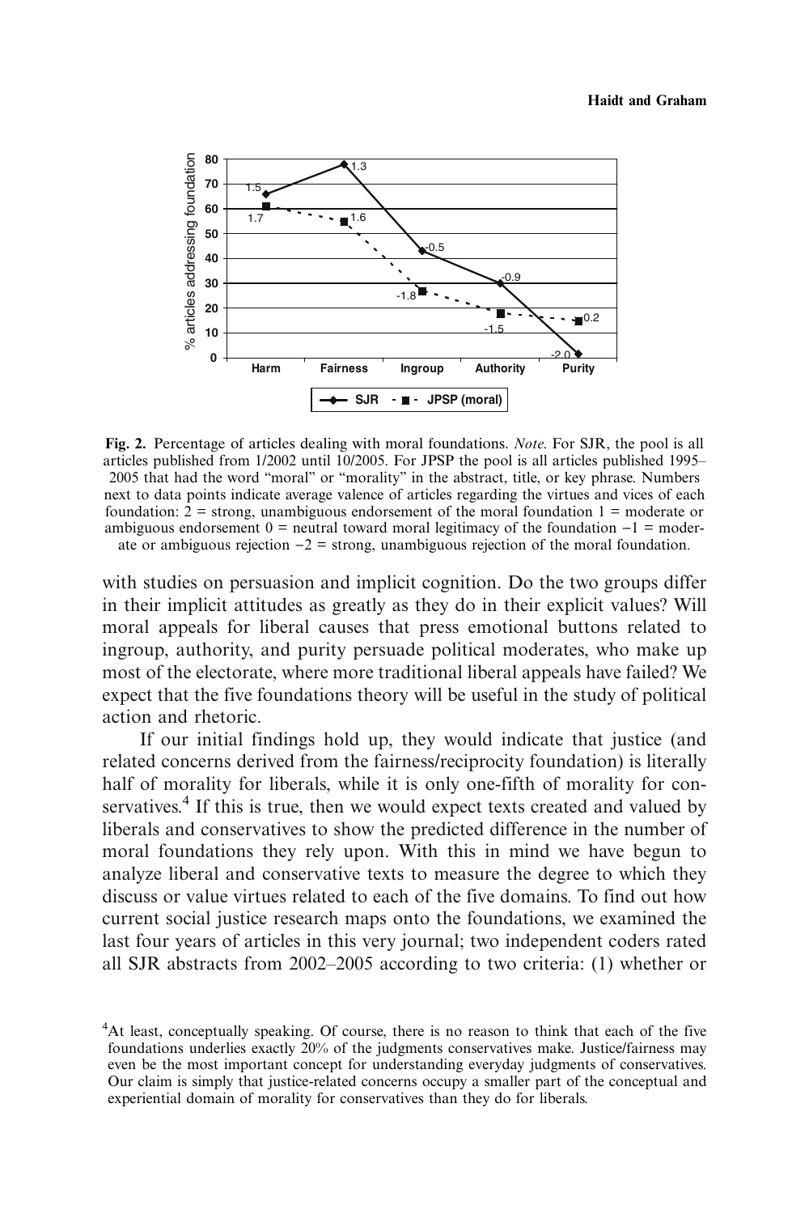**Fig. 2.** Percentage of articles dealing with moral foundations. *Note*. For SJR, the pool is all articles published from 1/2002 until 10/2005. For JPSP the pool is all articles published 1995–2005 that had the word "moral" or "morality" in the abstract, title, or key phrase. Numbers next to data points indicate average valence of articles regarding the virtues and vices of each foundation: 2 = strong, unambiguous endorsement of the moral foundation 1 = moderate or ambiguous endorsement 0 = neutral toward moral legitimacy of the foundation −1 = moderate or ambiguous rejection −2 = strong, unambiguous rejection of the moral foundation.

with studies on persuasion and implicit cognition. Do the two groups differ in their implicit attitudes as greatly as they do in their explicit values? Will moral appeals for liberal causes that press emotional buttons related to ingroup, authority, and purity persuade political moderates, who make up most of the electorate, where more traditional liberal appeals have failed? We expect that the five foundations theory will be useful in the study of political action and rhetoric.

If our initial findings hold up, they would indicate that justice (and related concerns derived from the fairness/reciprocity foundation) is literally half of morality for liberals, while it is only one-fifth of morality for conservatives.[4] If this is true, then we would expect texts created and valued by liberals and conservatives to show the predicted difference in the number of moral foundations they rely upon. With this in mind we have begun to analyze liberal and conservative texts to measure the degree to which they discuss or value virtues related to each of the five domains. To find out how current social justice research maps onto the foundations, we examined the last four years of articles in this very journal; two independent coders rated all SJR abstracts from 2002–2005 according to two criteria: (1) whether or

[4]At least, conceptually speaking. Of course, there is no reason to think that each of the five foundations underlies exactly 20% of the judgments conservatives make. Justice/fairness may even be the most important concept for understanding everyday judgments of conservatives. Our claim is simply that justice-related concerns occupy a smaller part of the conceptual and experiential domain of morality for conservatives than they do for liberals.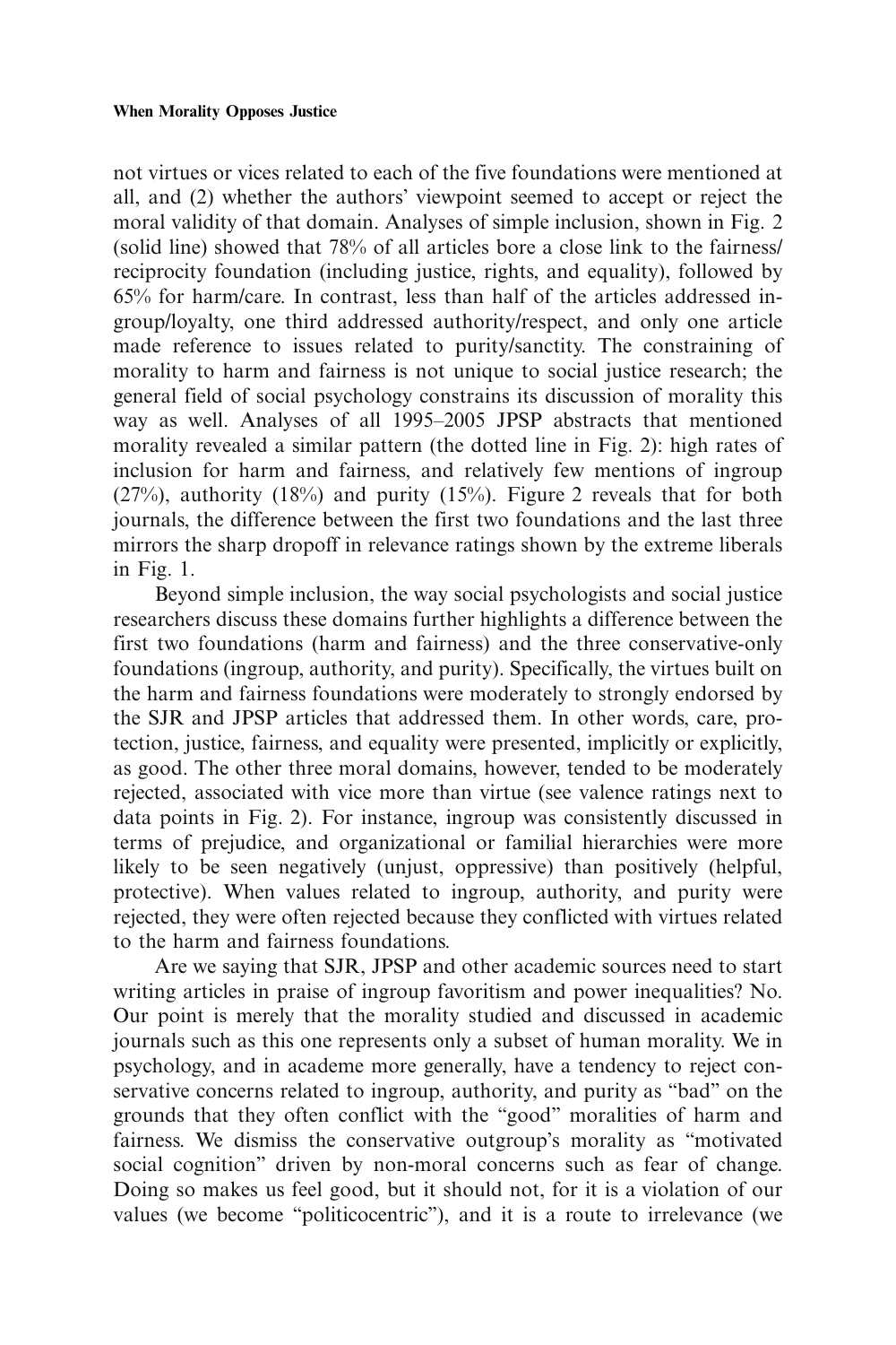not virtues or vices related to each of the five foundations were mentioned at all, and (2) whether the authors' viewpoint seemed to accept or reject the moral validity of that domain. Analyses of simple inclusion, shown in Fig. 2 (solid line) showed that 78% of all articles bore a close link to the fairness/reciprocity foundation (including justice, rights, and equality), followed by 65% for harm/care. In contrast, less than half of the articles addressed ingroup/loyalty, one third addressed authority/respect, and only one article made reference to issues related to purity/sanctity. The constraining of morality to harm and fairness is not unique to social justice research; the general field of social psychology constrains its discussion of morality this way as well. Analyses of all 1995–2005 JPSP abstracts that mentioned morality revealed a similar pattern (the dotted line in Fig. 2): high rates of inclusion for harm and fairness, and relatively few mentions of ingroup (27%), authority (18%) and purity (15%). Figure 2 reveals that for both journals, the difference between the first two foundations and the last three mirrors the sharp dropoff in relevance ratings shown by the extreme liberals in Fig. 1.

Beyond simple inclusion, the way social psychologists and social justice researchers discuss these domains further highlights a difference between the first two foundations (harm and fairness) and the three conservative-only foundations (ingroup, authority, and purity). Specifically, the virtues built on the harm and fairness foundations were moderately to strongly endorsed by the SJR and JPSP articles that addressed them. In other words, care, protection, justice, fairness, and equality were presented, implicitly or explicitly, as good. The other three moral domains, however, tended to be moderately rejected, associated with vice more than virtue (see valence ratings next to data points in Fig. 2). For instance, ingroup was consistently discussed in terms of prejudice, and organizational or familial hierarchies were more likely to be seen negatively (unjust, oppressive) than positively (helpful, protective). When values related to ingroup, authority, and purity were rejected, they were often rejected because they conflicted with virtues related to the harm and fairness foundations.

Are we saying that SJR, JPSP and other academic sources need to start writing articles in praise of ingroup favoritism and power inequalities? No. Our point is merely that the morality studied and discussed in academic journals such as this one represents only a subset of human morality. We in psychology, and in academe more generally, have a tendency to reject conservative concerns related to ingroup, authority, and purity as "bad" on the grounds that they often conflict with the "good" moralities of harm and fairness. We dismiss the conservative outgroup's morality as "motivated social cognition" driven by non-moral concerns such as fear of change. Doing so makes us feel good, but it should not, for it is a violation of our values (we become "politicocentric"), and it is a route to irrelevance (we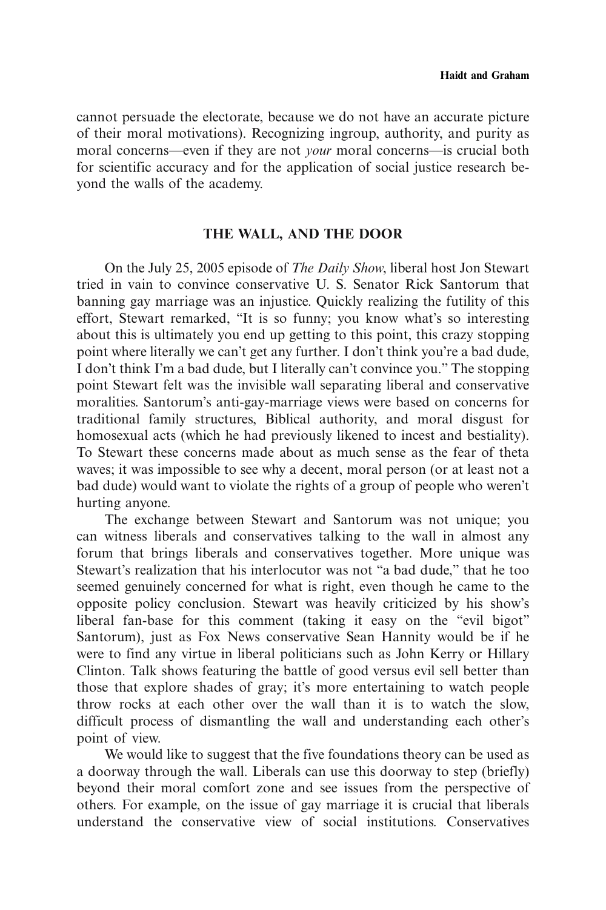cannot persuade the electorate, because we do not have an accurate picture of their moral motivations). Recognizing ingroup, authority, and purity as moral concerns—even if they are not *your* moral concerns—is crucial both for scientific accuracy and for the application of social justice research beyond the walls of the academy.

## THE WALL, AND THE DOOR

On the July 25, 2005 episode of *The Daily Show*, liberal host Jon Stewart tried in vain to convince conservative U. S. Senator Rick Santorum that banning gay marriage was an injustice. Quickly realizing the futility of this effort, Stewart remarked, "It is so funny; you know what's so interesting about this is ultimately you end up getting to this point, this crazy stopping point where literally we can't get any further. I don't think you're a bad dude, I don't think I'm a bad dude, but I literally can't convince you." The stopping point Stewart felt was the invisible wall separating liberal and conservative moralities. Santorum's anti-gay-marriage views were based on concerns for traditional family structures, Biblical authority, and moral disgust for homosexual acts (which he had previously likened to incest and bestiality). To Stewart these concerns made about as much sense as the fear of theta waves; it was impossible to see why a decent, moral person (or at least not a bad dude) would want to violate the rights of a group of people who weren't hurting anyone.

The exchange between Stewart and Santorum was not unique; you can witness liberals and conservatives talking to the wall in almost any forum that brings liberals and conservatives together. More unique was Stewart's realization that his interlocutor was not "a bad dude," that he too seemed genuinely concerned for what is right, even though he came to the opposite policy conclusion. Stewart was heavily criticized by his show's liberal fan-base for this comment (taking it easy on the "evil bigot" Santorum), just as Fox News conservative Sean Hannity would be if he were to find any virtue in liberal politicians such as John Kerry or Hillary Clinton. Talk shows featuring the battle of good versus evil sell better than those that explore shades of gray; it's more entertaining to watch people throw rocks at each other over the wall than it is to watch the slow, difficult process of dismantling the wall and understanding each other's point of view.

We would like to suggest that the five foundations theory can be used as a doorway through the wall. Liberals can use this doorway to step (briefly) beyond their moral comfort zone and see issues from the perspective of others. For example, on the issue of gay marriage it is crucial that liberals understand the conservative view of social institutions. Conservatives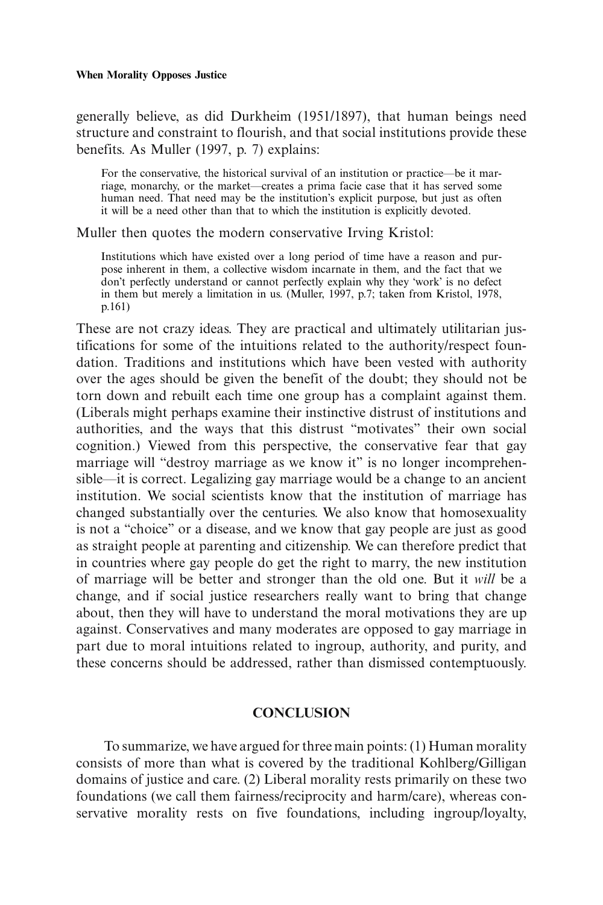generally believe, as did Durkheim (1951/1897), that human beings need structure and constraint to flourish, and that social institutions provide these benefits. As Muller (1997, p. 7) explains:

> For the conservative, the historical survival of an institution or practice—be it marriage, monarchy, or the market—creates a prima facie case that it has served some human need. That need may be the institution's explicit purpose, but just as often it will be a need other than that to which the institution is explicitly devoted.

Muller then quotes the modern conservative Irving Kristol:

> Institutions which have existed over a long period of time have a reason and purpose inherent in them, a collective wisdom incarnate in them, and the fact that we don't perfectly understand or cannot perfectly explain why they 'work' is no defect in them but merely a limitation in us. (Muller, 1997, p.7; taken from Kristol, 1978, p.161)

These are not crazy ideas. They are practical and ultimately utilitarian justifications for some of the intuitions related to the authority/respect foundation. Traditions and institutions which have been vested with authority over the ages should be given the benefit of the doubt; they should not be torn down and rebuilt each time one group has a complaint against them. (Liberals might perhaps examine their instinctive distrust of institutions and authorities, and the ways that this distrust "motivates" their own social cognition.) Viewed from this perspective, the conservative fear that gay marriage will "destroy marriage as we know it" is no longer incomprehensible—it is correct. Legalizing gay marriage would be a change to an ancient institution. We social scientists know that the institution of marriage has changed substantially over the centuries. We also know that homosexuality is not a "choice" or a disease, and we know that gay people are just as good as straight people at parenting and citizenship. We can therefore predict that in countries where gay people do get the right to marry, the new institution of marriage will be better and stronger than the old one. But it *will* be a change, and if social justice researchers really want to bring that change about, then they will have to understand the moral motivations they are up against. Conservatives and many moderates are opposed to gay marriage in part due to moral intuitions related to ingroup, authority, and purity, and these concerns should be addressed, rather than dismissed contemptuously.

## CONCLUSION

To summarize, we have argued for three main points: (1) Human morality consists of more than what is covered by the traditional Kohlberg/Gilligan domains of justice and care. (2) Liberal morality rests primarily on these two foundations (we call them fairness/reciprocity and harm/care), whereas conservative morality rests on five foundations, including ingroup/loyalty,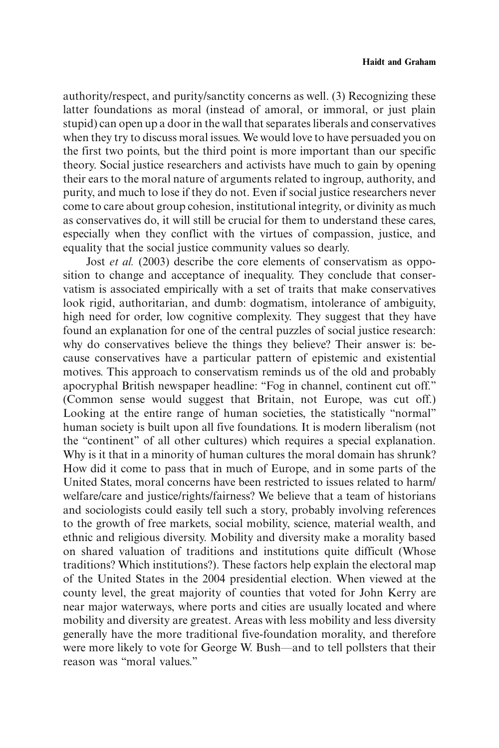authority/respect, and purity/sanctity concerns as well. (3) Recognizing these latter foundations as moral (instead of amoral, or immoral, or just plain stupid) can open up a door in the wall that separates liberals and conservatives when they try to discuss moral issues. We would love to have persuaded you on the first two points, but the third point is more important than our specific theory. Social justice researchers and activists have much to gain by opening their ears to the moral nature of arguments related to ingroup, authority, and purity, and much to lose if they do not. Even if social justice researchers never come to care about group cohesion, institutional integrity, or divinity as much as conservatives do, it will still be crucial for them to understand these cares, especially when they conflict with the virtues of compassion, justice, and equality that the social justice community values so dearly.

Jost *et al.* (2003) describe the core elements of conservatism as opposition to change and acceptance of inequality. They conclude that conservatism is associated empirically with a set of traits that make conservatives look rigid, authoritarian, and dumb: dogmatism, intolerance of ambiguity, high need for order, low cognitive complexity. They suggest that they have found an explanation for one of the central puzzles of social justice research: why do conservatives believe the things they believe? Their answer is: because conservatives have a particular pattern of epistemic and existential motives. This approach to conservatism reminds us of the old and probably apocryphal British newspaper headline: "Fog in channel, continent cut off." (Common sense would suggest that Britain, not Europe, was cut off.) Looking at the entire range of human societies, the statistically "normal" human society is built upon all five foundations. It is modern liberalism (not the "continent" of all other cultures) which requires a special explanation. Why is it that in a minority of human cultures the moral domain has shrunk? How did it come to pass that in much of Europe, and in some parts of the United States, moral concerns have been restricted to issues related to harm/welfare/care and justice/rights/fairness? We believe that a team of historians and sociologists could easily tell such a story, probably involving references to the growth of free markets, social mobility, science, material wealth, and ethnic and religious diversity. Mobility and diversity make a morality based on shared valuation of traditions and institutions quite difficult (Whose traditions? Which institutions?). These factors help explain the electoral map of the United States in the 2004 presidential election. When viewed at the county level, the great majority of counties that voted for John Kerry are near major waterways, where ports and cities are usually located and where mobility and diversity are greatest. Areas with less mobility and less diversity generally have the more traditional five-foundation morality, and therefore were more likely to vote for George W. Bush—and to tell pollsters that their reason was "moral values."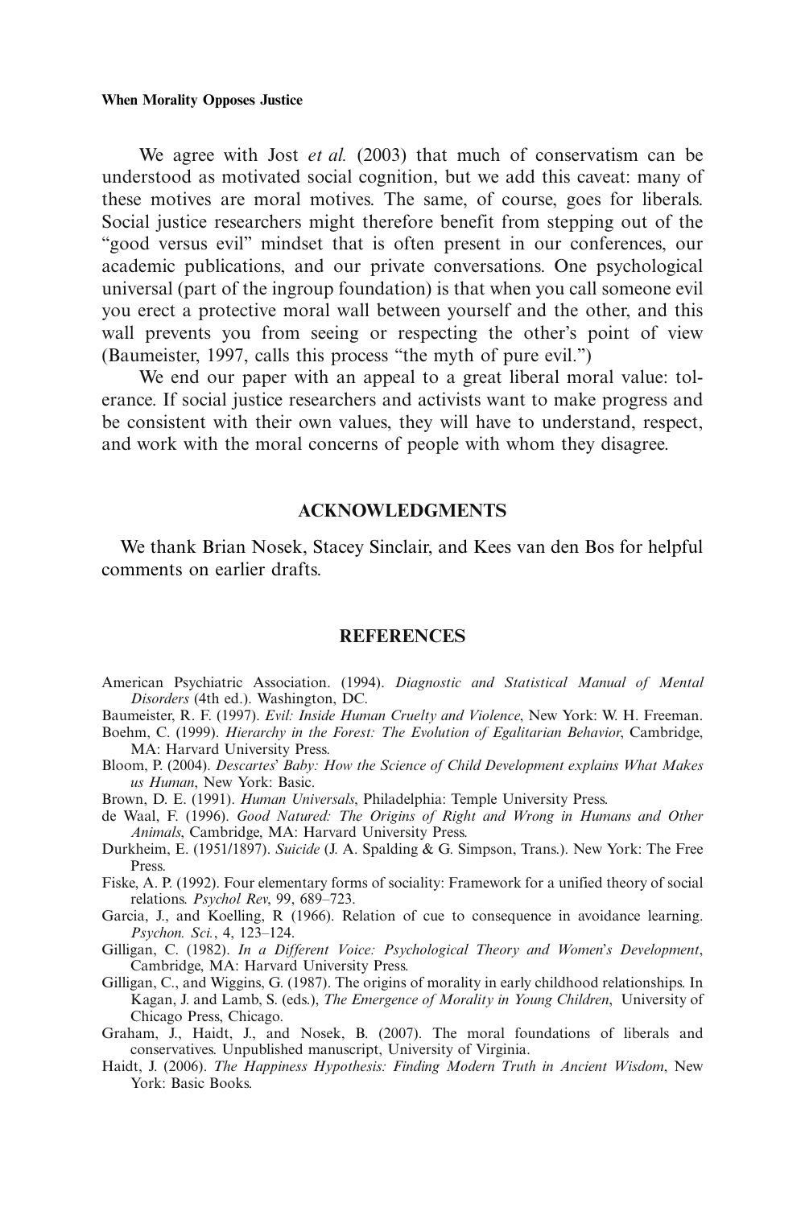We agree with Jost *et al.* (2003) that much of conservatism can be understood as motivated social cognition, but we add this caveat: many of these motives are moral motives. The same, of course, goes for liberals. Social justice researchers might therefore benefit from stepping out of the "good versus evil" mindset that is often present in our conferences, our academic publications, and our private conversations. One psychological universal (part of the ingroup foundation) is that when you call someone evil you erect a protective moral wall between yourself and the other, and this wall prevents you from seeing or respecting the other's point of view (Baumeister, 1997, calls this process "the myth of pure evil.")

We end our paper with an appeal to a great liberal moral value: tolerance. If social justice researchers and activists want to make progress and be consistent with their own values, they will have to understand, respect, and work with the moral concerns of people with whom they disagree.

## ACKNOWLEDGMENTS

We thank Brian Nosek, Stacey Sinclair, and Kees van den Bos for helpful comments on earlier drafts.

## REFERENCES

American Psychiatric Association. (1994). *Diagnostic and Statistical Manual of Mental Disorders* (4th ed.). Washington, DC.

Baumeister, R. F. (1997). *Evil: Inside Human Cruelty and Violence*, New York: W. H. Freeman.

Boehm, C. (1999). *Hierarchy in the Forest: The Evolution of Egalitarian Behavior*, Cambridge, MA: Harvard University Press.

Bloom, P. (2004). *Descartes' Baby: How the Science of Child Development explains What Makes us Human*, New York: Basic.

Brown, D. E. (1991). *Human Universals*, Philadelphia: Temple University Press.

de Waal, F. (1996). *Good Natured: The Origins of Right and Wrong in Humans and Other Animals*, Cambridge, MA: Harvard University Press.

Durkheim, E. (1951/1897). *Suicide* (J. A. Spalding & G. Simpson, Trans.). New York: The Free Press.

Fiske, A. P. (1992). Four elementary forms of sociality: Framework for a unified theory of social relations. *Psychol Rev*, 99, 689–723.

Garcia, J., and Koelling, R (1966). Relation of cue to consequence in avoidance learning. *Psychon. Sci.*, 4, 123–124.

Gilligan, C. (1982). *In a Different Voice: Psychological Theory and Women's Development*, Cambridge, MA: Harvard University Press.

Gilligan, C., and Wiggins, G. (1987). The origins of morality in early childhood relationships. In Kagan, J. and Lamb, S. (eds.), *The Emergence of Morality in Young Children*, University of Chicago Press, Chicago.

Graham, J., Haidt, J., and Nosek, B. (2007). The moral foundations of liberals and conservatives. Unpublished manuscript, University of Virginia.

Haidt, J. (2006). *The Happiness Hypothesis: Finding Modern Truth in Ancient Wisdom*, New York: Basic Books.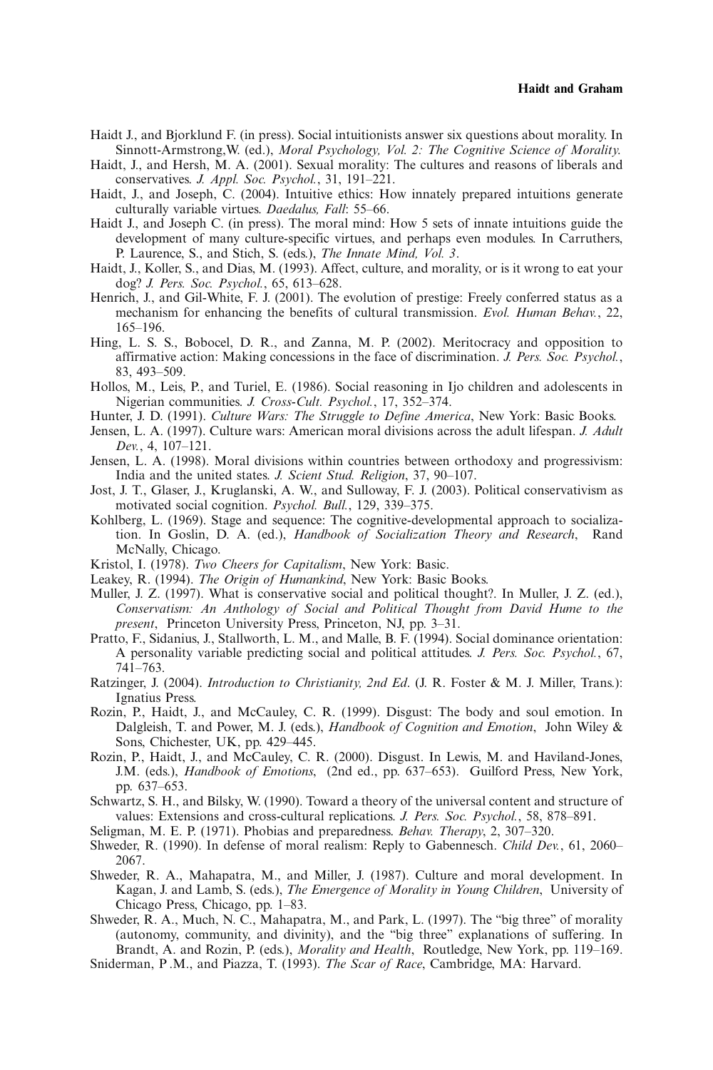Haidt J., and Bjorklund F. (in press). Social intuitionists answer six questions about morality. In Sinnott-Armstrong,W. (ed.), *Moral Psychology, Vol. 2: The Cognitive Science of Morality.*

Haidt, J., and Hersh, M. A. (2001). Sexual morality: The cultures and reasons of liberals and conservatives. *J. Appl. Soc. Psychol.*, 31, 191–221.

Haidt, J., and Joseph, C. (2004). Intuitive ethics: How innately prepared intuitions generate culturally variable virtues. *Daedalus, Fall*: 55–66.

Haidt J., and Joseph C. (in press). The moral mind: How 5 sets of innate intuitions guide the development of many culture-specific virtues, and perhaps even modules. In Carruthers, P. Laurence, S., and Stich, S. (eds.), *The Innate Mind, Vol. 3*.

Haidt, J., Koller, S., and Dias, M. (1993). Affect, culture, and morality, or is it wrong to eat your dog? *J. Pers. Soc. Psychol.*, 65, 613–628.

Henrich, J., and Gil-White, F. J. (2001). The evolution of prestige: Freely conferred status as a mechanism for enhancing the benefits of cultural transmission. *Evol. Human Behav.*, 22, 165–196.

Hing, L. S. S., Bobocel, D. R., and Zanna, M. P. (2002). Meritocracy and opposition to affirmative action: Making concessions in the face of discrimination. *J. Pers. Soc. Psychol.*, 83, 493–509.

Hollos, M., Leis, P., and Turiel, E. (1986). Social reasoning in Ijo children and adolescents in Nigerian communities. *J. Cross-Cult. Psychol.*, 17, 352–374.

Hunter, J. D. (1991). *Culture Wars: The Struggle to Define America*, New York: Basic Books.

Jensen, L. A. (1997). Culture wars: American moral divisions across the adult lifespan. *J. Adult Dev.*, 4, 107–121.

Jensen, L. A. (1998). Moral divisions within countries between orthodoxy and progressivism: India and the united states. *J. Scient Stud. Religion*, 37, 90–107.

Jost, J. T., Glaser, J., Kruglanski, A. W., and Sulloway, F. J. (2003). Political conservativism as motivated social cognition. *Psychol. Bull.*, 129, 339–375.

Kohlberg, L. (1969). Stage and sequence: The cognitive-developmental approach to socialization. In Goslin, D. A. (ed.), *Handbook of Socialization Theory and Research*, Rand McNally, Chicago.

Kristol, I. (1978). *Two Cheers for Capitalism*, New York: Basic.

Leakey, R. (1994). *The Origin of Humankind*, New York: Basic Books.

Muller, J. Z. (1997). What is conservative social and political thought?. In Muller, J. Z. (ed.), *Conservatism: An Anthology of Social and Political Thought from David Hume to the present*, Princeton University Press, Princeton, NJ, pp. 3–31.

Pratto, F., Sidanius, J., Stallworth, L. M., and Malle, B. F. (1994). Social dominance orientation: A personality variable predicting social and political attitudes. *J. Pers. Soc. Psychol.*, 67, 741–763.

Ratzinger, J. (2004). *Introduction to Christianity, 2nd Ed*. (J. R. Foster & M. J. Miller, Trans.): Ignatius Press.

Rozin, P., Haidt, J., and McCauley, C. R. (1999). Disgust: The body and soul emotion. In Dalgleish, T. and Power, M. J. (eds.), *Handbook of Cognition and Emotion*, John Wiley & Sons, Chichester, UK, pp. 429–445.

Rozin, P., Haidt, J., and McCauley, C. R. (2000). Disgust. In Lewis, M. and Haviland-Jones, J.M. (eds.), *Handbook of Emotions*, (2nd ed., pp. 637–653). Guilford Press, New York, pp. 637–653.

Schwartz, S. H., and Bilsky, W. (1990). Toward a theory of the universal content and structure of values: Extensions and cross-cultural replications. *J. Pers. Soc. Psychol.*, 58, 878–891.

Seligman, M. E. P. (1971). Phobias and preparedness. *Behav. Therapy*, 2, 307–320.

Shweder, R. (1990). In defense of moral realism: Reply to Gabennesch. *Child Dev.*, 61, 2060–2067.

Shweder, R. A., Mahapatra, M., and Miller, J. (1987). Culture and moral development. In Kagan, J. and Lamb, S. (eds.), *The Emergence of Morality in Young Children*, University of Chicago Press, Chicago, pp. 1–83.

Shweder, R. A., Much, N. C., Mahapatra, M., and Park, L. (1997). The "big three" of morality (autonomy, community, and divinity), and the "big three" explanations of suffering. In Brandt, A. and Rozin, P. (eds.), *Morality and Health*, Routledge, New York, pp. 119–169.

Sniderman, P .M., and Piazza, T. (1993). *The Scar of Race*, Cambridge, MA: Harvard.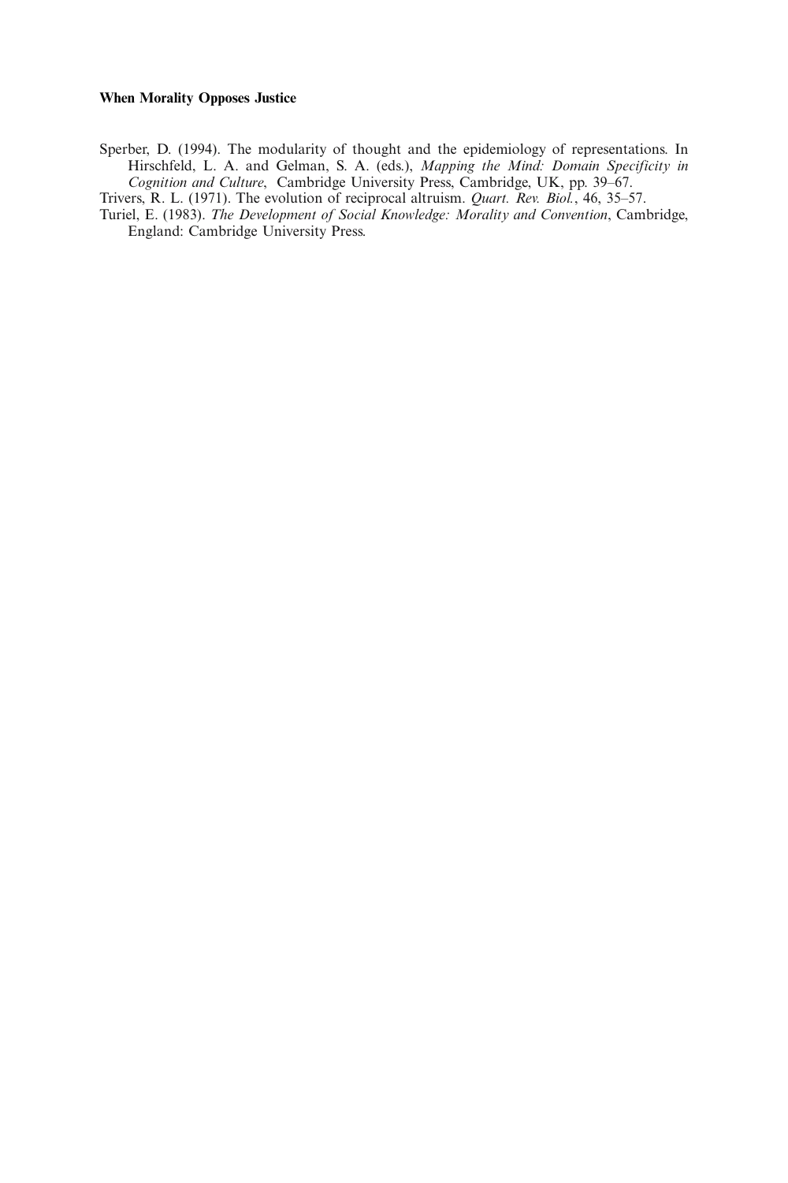Sperber, D. (1994). The modularity of thought and the epidemiology of representations. In Hirschfeld, L. A. and Gelman, S. A. (eds.), *Mapping the Mind: Domain Specificity in Cognition and Culture*, Cambridge University Press, Cambridge, UK, pp. 39–67.

Trivers, R. L. (1971). The evolution of reciprocal altruism. *Quart. Rev. Biol.*, 46, 35–57.

Turiel, E. (1983). *The Development of Social Knowledge: Morality and Convention*, Cambridge, England: Cambridge University Press.